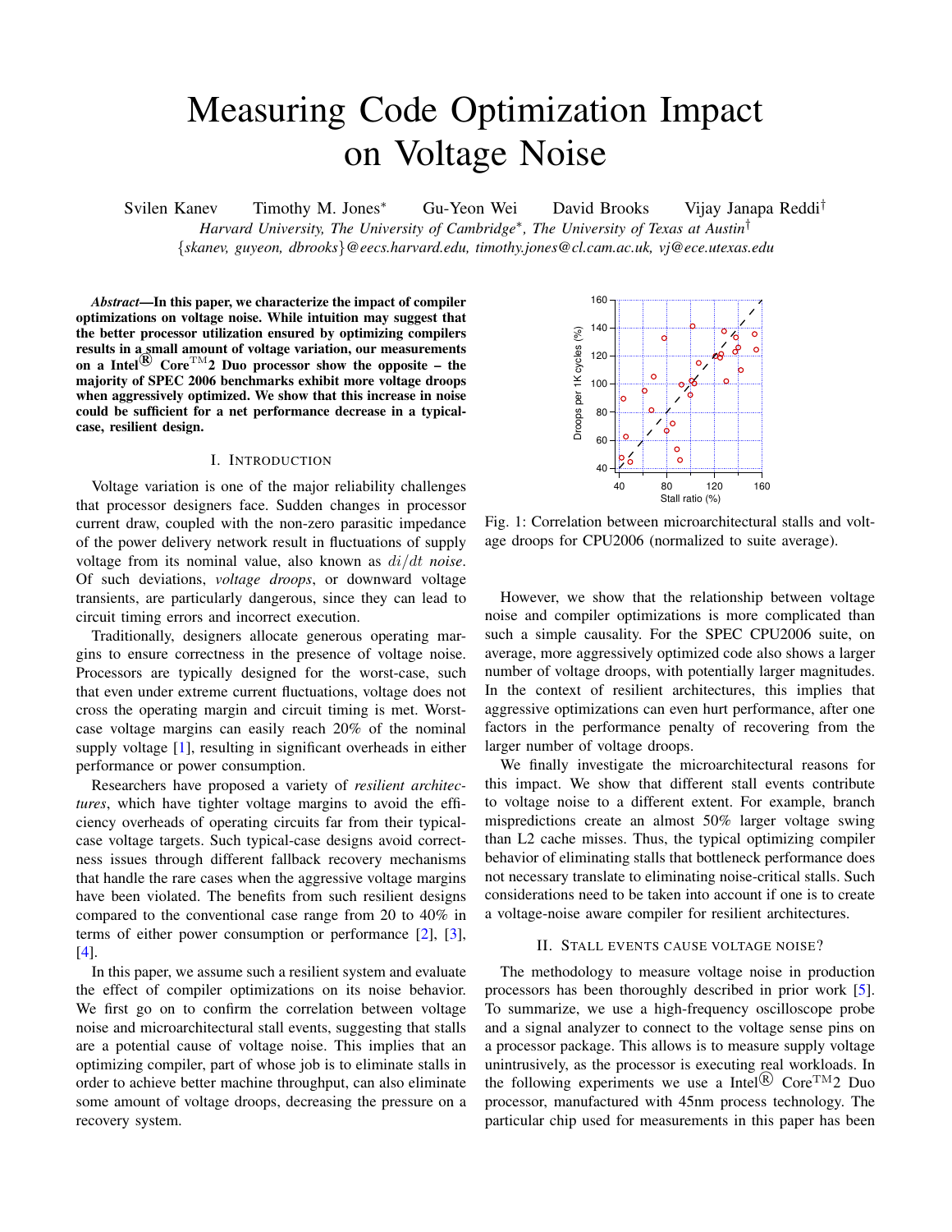# Measuring Code Optimization Impact on Voltage Noise

Svilen Kanev  Timothy M. Jones*  Gu-Yeon Wei  David Brooks  Vijay Janapa Reddi†

*Harvard University, The University of Cambridge*, The University of Texas at Austin†*

{*skanev, guyeon, dbrooks*}*@eecs.harvard.edu, timothy.jones@cl.cam.ac.uk, vj@ece.utexas.edu*

***Abstract*—In this paper, we characterize the impact of compiler optimizations on voltage noise. While intuition may suggest that the better processor utilization ensured by optimizing compilers results in a small amount of voltage variation, our measurements on a Intel® Core™2 Duo processor show the opposite – the majority of SPEC 2006 benchmarks exhibit more voltage droops when aggressively optimized. We show that this increase in noise could be sufficient for a net performance decrease in a typical-case, resilient design.**

## I. Introduction

Voltage variation is one of the major reliability challenges that processor designers face. Sudden changes in processor current draw, coupled with the non-zero parasitic impedance of the power delivery network result in fluctuations of supply voltage from its nominal value, also known as $di/dt$ *noise*. Of such deviations, *voltage droops*, or downward voltage transients, are particularly dangerous, since they can lead to circuit timing errors and incorrect execution.

Traditionally, designers allocate generous operating margins to ensure correctness in the presence of voltage noise. Processors are typically designed for the worst-case, such that even under extreme current fluctuations, voltage does not cross the operating margin and circuit timing is met. Worst-case voltage margins can easily reach 20% of the nominal supply voltage [1], resulting in significant overheads in either performance or power consumption.

Researchers have proposed a variety of *resilient architectures*, which have tighter voltage margins to avoid the efficiency overheads of operating circuits far from their typical-case voltage targets. Such typical-case designs avoid correctness issues through different fallback recovery mechanisms that handle the rare cases when the aggressive voltage margins have been violated. The benefits from such resilient designs compared to the conventional case range from 20 to 40% in terms of either power consumption or performance [2], [3], [4].

In this paper, we assume such a resilient system and evaluate the effect of compiler optimizations on its noise behavior. We first go on to confirm the correlation between voltage noise and microarchitectural stall events, suggesting that stalls are a potential cause of voltage noise. This implies that an optimizing compiler, part of whose job is to eliminate stalls in order to achieve better machine throughput, can also eliminate some amount of voltage droops, decreasing the pressure on a recovery system.

Fig. 1: Correlation between microarchitectural stalls and voltage droops for CPU2006 (normalized to suite average).

However, we show that the relationship between voltage noise and compiler optimizations is more complicated than such a simple causality. For the SPEC CPU2006 suite, on average, more aggressively optimized code also shows a larger number of voltage droops, with potentially larger magnitudes. In the context of resilient architectures, this implies that aggressive optimizations can even hurt performance, after one factors in the performance penalty of recovering from the larger number of voltage droops.

We finally investigate the microarchitectural reasons for this impact. We show that different stall events contribute to voltage noise to a different extent. For example, branch mispredictions create an almost 50% larger voltage swing than L2 cache misses. Thus, the typical optimizing compiler behavior of eliminating stalls that bottleneck performance does not necessary translate to eliminating noise-critical stalls. Such considerations need to be taken into account if one is to create a voltage-noise aware compiler for resilient architectures.

## II. Stall events cause voltage noise?

The methodology to measure voltage noise in production processors has been thoroughly described in prior work [5]. To summarize, we use a high-frequency oscilloscope probe and a signal analyzer to connect to the voltage sense pins on a processor package. This allows is to measure supply voltage unintrusively, as the processor is executing real workloads. In the following experiments we use a Intel® Core™2 Duo processor, manufactured with 45nm process technology. The particular chip used for measurements in this paper has been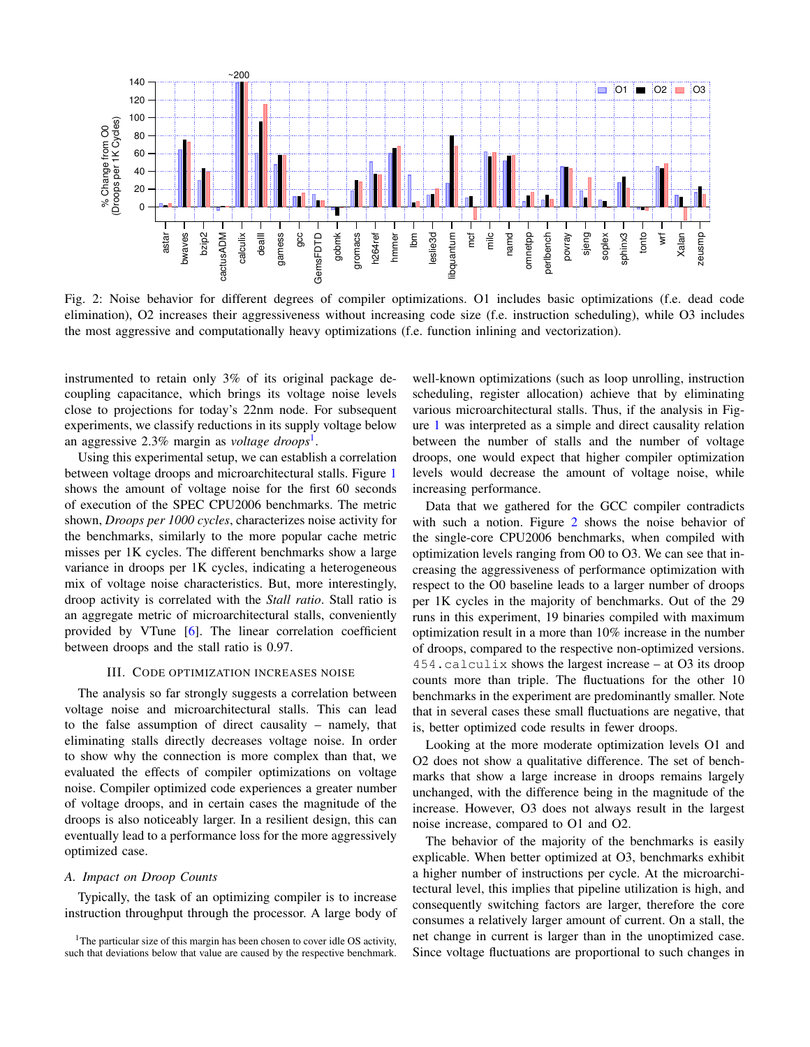Fig. 2: Noise behavior for different degrees of compiler optimizations. O1 includes basic optimizations (f.e. dead code elimination), O2 increases their aggressiveness without increasing code size (f.e. instruction scheduling), while O3 includes the most aggressive and computationally heavy optimizations (f.e. function inlining and vectorization).

instrumented to retain only 3% of its original package decoupling capacitance, which brings its voltage noise levels close to projections for today's 22nm node. For subsequent experiments, we classify reductions in its supply voltage below an aggressive 2.3% margin as *voltage droops*[1].

Using this experimental setup, we can establish a correlation between voltage droops and microarchitectural stalls. Figure 1 shows the amount of voltage noise for the first 60 seconds of execution of the SPEC CPU2006 benchmarks. The metric shown, *Droops per 1000 cycles*, characterizes noise activity for the benchmarks, similarly to the more popular cache metric misses per 1K cycles. The different benchmarks show a large variance in droops per 1K cycles, indicating a heterogeneous mix of voltage noise characteristics. But, more interestingly, droop activity is correlated with the *Stall ratio*. Stall ratio is an aggregate metric of microarchitectural stalls, conveniently provided by VTune [6]. The linear correlation coefficient between droops and the stall ratio is 0.97.

## III. Code optimization increases noise

The analysis so far strongly suggests a correlation between voltage noise and microarchitectural stalls. This can lead to the false assumption of direct causality – namely, that eliminating stalls directly decreases voltage noise. In order to show why the connection is more complex than that, we evaluated the effects of compiler optimizations on voltage noise. Compiler optimized code experiences a greater number of voltage droops, and in certain cases the magnitude of the droops is also noticeably larger. In a resilient design, this can eventually lead to a performance loss for the more aggressively optimized case.

### A. Impact on Droop Counts

Typically, the task of an optimizing compiler is to increase instruction throughput through the processor. A large body of well-known optimizations (such as loop unrolling, instruction scheduling, register allocation) achieve that by eliminating various microarchitectural stalls. Thus, if the analysis in Figure 1 was interpreted as a simple and direct causality relation between the number of stalls and the number of voltage droops, one would expect that higher compiler optimization levels would decrease the amount of voltage noise, while increasing performance.

Data that we gathered for the GCC compiler contradicts with such a notion. Figure 2 shows the noise behavior of the single-core CPU2006 benchmarks, when compiled with optimization levels ranging from O0 to O3. We can see that increasing the aggressiveness of performance optimization with respect to the O0 baseline leads to a larger number of droops per 1K cycles in the majority of benchmarks. Out of the 29 runs in this experiment, 19 binaries compiled with maximum optimization result in a more than 10% increase in the number of droops, compared to the respective non-optimized versions. `454.calculix` shows the largest increase – at O3 its droop counts more than triple. The fluctuations for the other 10 benchmarks in the experiment are predominantly smaller. Note that in several cases these small fluctuations are negative, that is, better optimized code results in fewer droops.

Looking at the more moderate optimization levels O1 and O2 does not show a qualitative difference. The set of benchmarks that show a large increase in droops remains largely unchanged, with the difference being in the magnitude of the increase. However, O3 does not always result in the largest noise increase, compared to O1 and O2.

The behavior of the majority of the benchmarks is easily explicable. When better optimized at O3, benchmarks exhibit a higher number of instructions per cycle. At the microarchitectural level, this implies that pipeline utilization is high, and consequently switching factors are larger, therefore the core consumes a relatively larger amount of current. On a stall, the net change in current is larger than in the unoptimized case. Since voltage fluctuations are proportional to such changes in

[1]The particular size of this margin has been chosen to cover idle OS activity, such that deviations below that value are caused by the respective benchmark.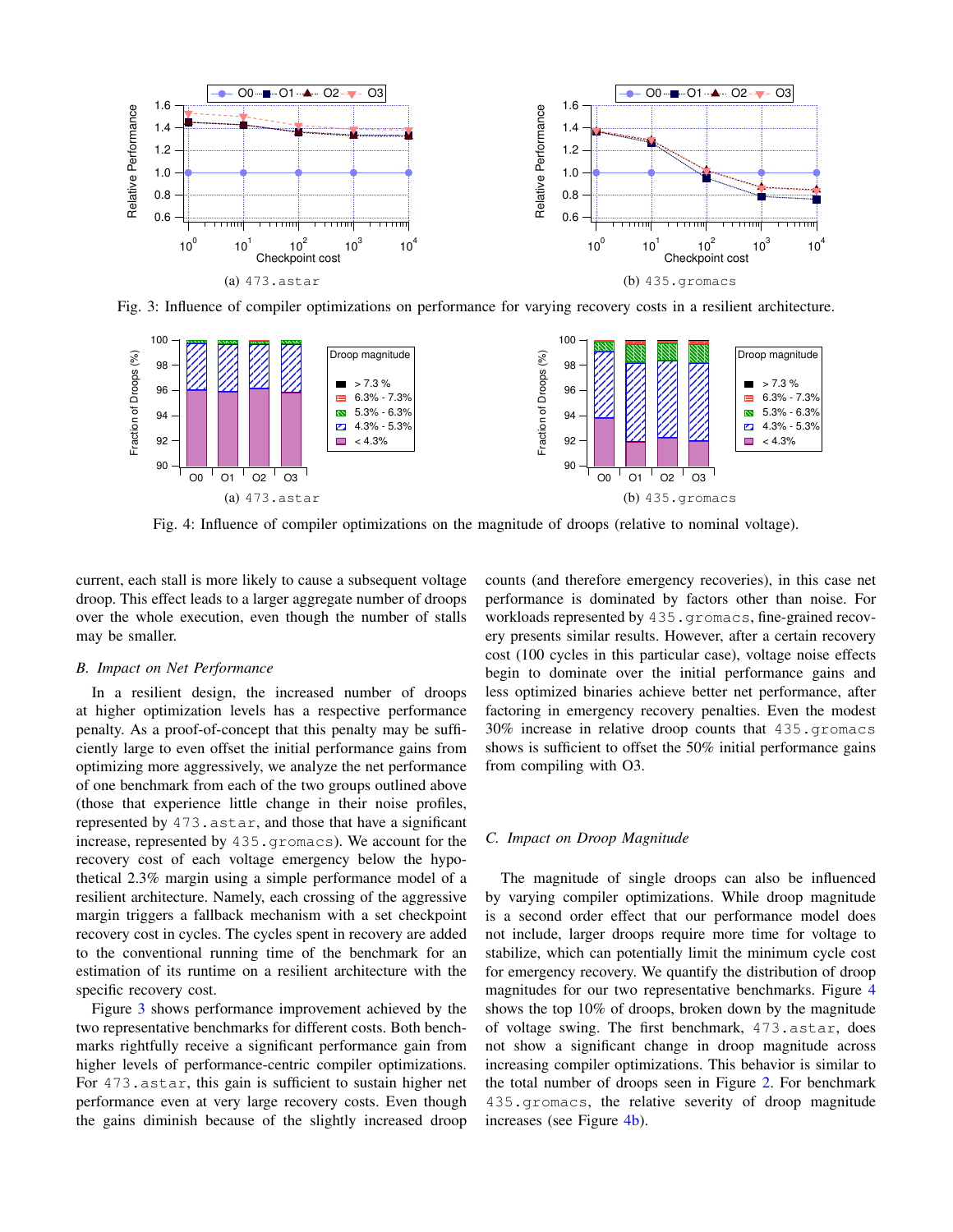(a) 473.astar

(b) 435.gromacs

Fig. 3: Influence of compiler optimizations on performance for varying recovery costs in a resilient architecture.

(a) 473.astar

(b) 435.gromacs

Fig. 4: Influence of compiler optimizations on the magnitude of droops (relative to nominal voltage).

current, each stall is more likely to cause a subsequent voltage droop. This effect leads to a larger aggregate number of droops over the whole execution, even though the number of stalls may be smaller.

### B. Impact on Net Performance

In a resilient design, the increased number of droops at higher optimization levels has a respective performance penalty. As a proof-of-concept that this penalty may be sufficiently large to even offset the initial performance gains from optimizing more aggressively, we analyze the net performance of one benchmark from each of the two groups outlined above (those that experience little change in their noise profiles, represented by 473.astar, and those that have a significant increase, represented by 435.gromacs). We account for the recovery cost of each voltage emergency below the hypothetical 2.3% margin using a simple performance model of a resilient architecture. Namely, each crossing of the aggressive margin triggers a fallback mechanism with a set checkpoint recovery cost in cycles. The cycles spent in recovery are added to the conventional running time of the benchmark for an estimation of its runtime on a resilient architecture with the specific recovery cost.

Figure 3 shows performance improvement achieved by the two representative benchmarks for different costs. Both benchmarks rightfully receive a significant performance gain from higher levels of performance-centric compiler optimizations. For 473.astar, this gain is sufficient to sustain higher net performance even at very large recovery costs. Even though the gains diminish because of the slightly increased droop counts (and therefore emergency recoveries), in this case net performance is dominated by factors other than noise. For workloads represented by 435.gromacs, fine-grained recovery presents similar results. However, after a certain recovery cost (100 cycles in this particular case), voltage noise effects begin to dominate over the initial performance gains and less optimized binaries achieve better net performance, after factoring in emergency recovery penalties. Even the modest 30% increase in relative droop counts that 435.gromacs shows is sufficient to offset the 50% initial performance gains from compiling with O3.

### C. Impact on Droop Magnitude

The magnitude of single droops can also be influenced by varying compiler optimizations. While droop magnitude is a second order effect that our performance model does not include, larger droops require more time for voltage to stabilize, which can potentially limit the minimum cycle cost for emergency recovery. We quantify the distribution of droop magnitudes for our two representative benchmarks. Figure 4 shows the top 10% of droops, broken down by the magnitude of voltage swing. The first benchmark, 473.astar, does not show a significant change in droop magnitude across increasing compiler optimizations. This behavior is similar to the total number of droops seen in Figure 2. For benchmark 435.gromacs, the relative severity of droop magnitude increases (see Figure 4b).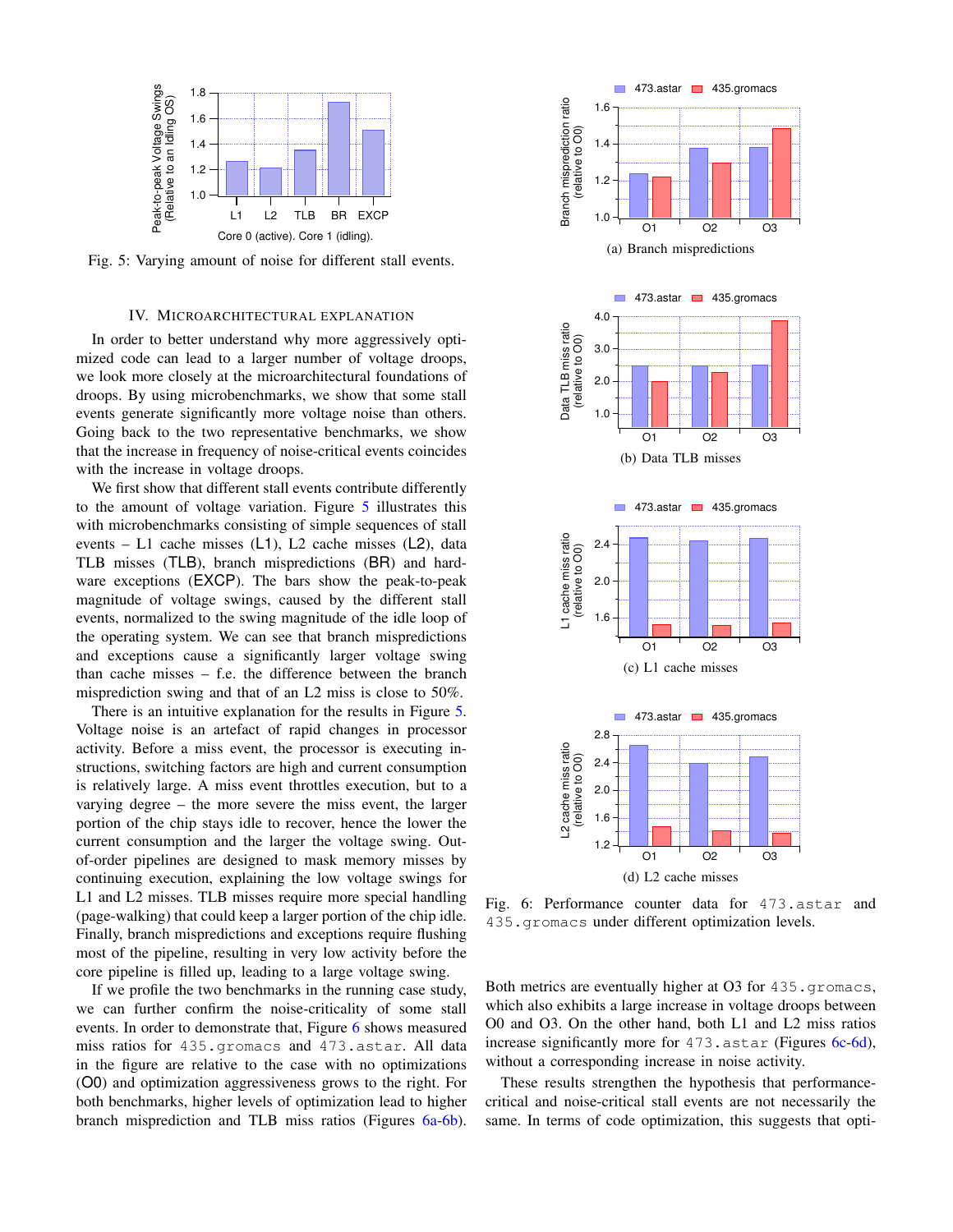Fig. 5: Varying amount of noise for different stall events.

## IV. Microarchitectural Explanation

In order to better understand why more aggressively optimized code can lead to a larger number of voltage droops, we look more closely at the microarchitectural foundations of droops. By using microbenchmarks, we show that some stall events generate significantly more voltage noise than others. Going back to the two representative benchmarks, we show that the increase in frequency of noise-critical events coincides with the increase in voltage droops.

We first show that different stall events contribute differently to the amount of voltage variation. Figure 5 illustrates this with microbenchmarks consisting of simple sequences of stall events – L1 cache misses (L1), L2 cache misses (L2), data TLB misses (TLB), branch mispredictions (BR) and hardware exceptions (EXCP). The bars show the peak-to-peak magnitude of voltage swings, caused by the different stall events, normalized to the swing magnitude of the idle loop of the operating system. We can see that branch mispredictions and exceptions cause a significantly larger voltage swing than cache misses – f.e. the difference between the branch misprediction swing and that of an L2 miss is close to 50%.

There is an intuitive explanation for the results in Figure 5. Voltage noise is an artefact of rapid changes in processor activity. Before a miss event, the processor is executing instructions, switching factors are high and current consumption is relatively large. A miss event throttles execution, but to a varying degree – the more severe the miss event, the larger portion of the chip stays idle to recover, hence the lower the current consumption and the larger the voltage swing. Out-of-order pipelines are designed to mask memory misses by continuing execution, explaining the low voltage swings for L1 and L2 misses. TLB misses require more special handling (page-walking) that could keep a larger portion of the chip idle. Finally, branch mispredictions and exceptions require flushing most of the pipeline, resulting in very low activity before the core pipeline is filled up, leading to a large voltage swing.

If we profile the two benchmarks in the running case study, we can further confirm the noise-criticality of some stall events. In order to demonstrate that, Figure 6 shows measured miss ratios for `435.gromacs` and `473.astar`. All data in the figure are relative to the case with no optimizations (O0) and optimization aggressiveness grows to the right. For both benchmarks, higher levels of optimization lead to higher branch misprediction and TLB miss ratios (Figures 6a-6b).

(a) Branch mispredictions

(b) Data TLB misses

(c) L1 cache misses

(d) L2 cache misses

Fig. 6: Performance counter data for `473.astar` and `435.gromacs` under different optimization levels.

Both metrics are eventually higher at O3 for `435.gromacs`, which also exhibits a large increase in voltage droops between O0 and O3. On the other hand, both L1 and L2 miss ratios increase significantly more for `473.astar` (Figures 6c-6d), without a corresponding increase in noise activity.

These results strengthen the hypothesis that performance-critical and noise-critical stall events are not necessarily the same. In terms of code optimization, this suggests that opti-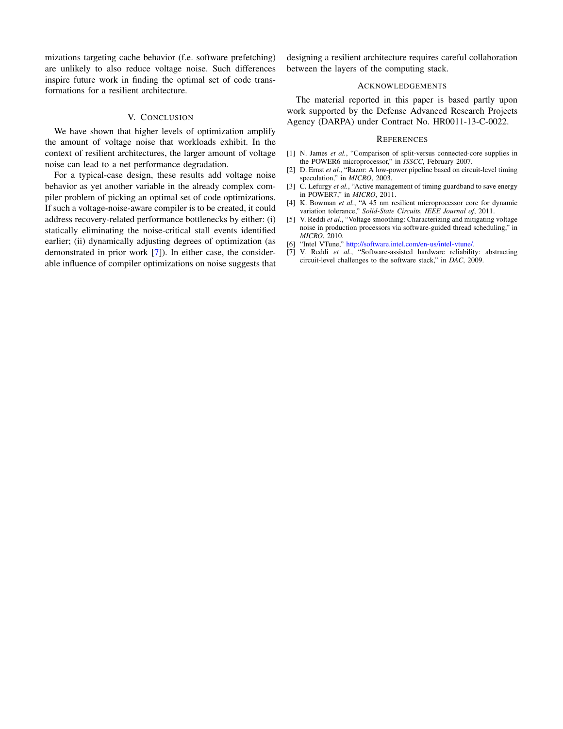mizations targeting cache behavior (f.e. software prefetching) are unlikely to also reduce voltage noise. Such differences inspire future work in finding the optimal set of code transformations for a resilient architecture.

## V. Conclusion

We have shown that higher levels of optimization amplify the amount of voltage noise that workloads exhibit. In the context of resilient architectures, the larger amount of voltage noise can lead to a net performance degradation.

For a typical-case design, these results add voltage noise behavior as yet another variable in the already complex compiler problem of picking an optimal set of code optimizations. If such a voltage-noise-aware compiler is to be created, it could address recovery-related performance bottlenecks by either: (i) statically eliminating the noise-critical stall events identified earlier; (ii) dynamically adjusting degrees of optimization (as demonstrated in prior work [7]). In either case, the considerable influence of compiler optimizations on noise suggests that designing a resilient architecture requires careful collaboration between the layers of the computing stack.

## Acknowledgements

The material reported in this paper is based partly upon work supported by the Defense Advanced Research Projects Agency (DARPA) under Contract No. HR0011-13-C-0022.

## References

[1] N. James *et al.*, "Comparison of split-versus connected-core supplies in the POWER6 microprocessor," in *ISSCC*, February 2007.

[2] D. Ernst *et al.*, "Razor: A low-power pipeline based on circuit-level timing speculation," in *MICRO*, 2003.

[3] C. Lefurgy *et al.*, "Active management of timing guardband to save energy in POWER7," in *MICRO*, 2011.

[4] K. Bowman *et al.*, "A 45 nm resilient microprocessor core for dynamic variation tolerance," *Solid-State Circuits, IEEE Journal of*, 2011.

[5] V. Reddi *et al.*, "Voltage smoothing: Characterizing and mitigating voltage noise in production processors via software-guided thread scheduling," in *MICRO*, 2010.

[6] "Intel VTune," http://software.intel.com/en-us/intel-vtune/.

[7] V. Reddi *et al.*, "Software-assisted hardware reliability: abstracting circuit-level challenges to the software stack," in *DAC*, 2009.